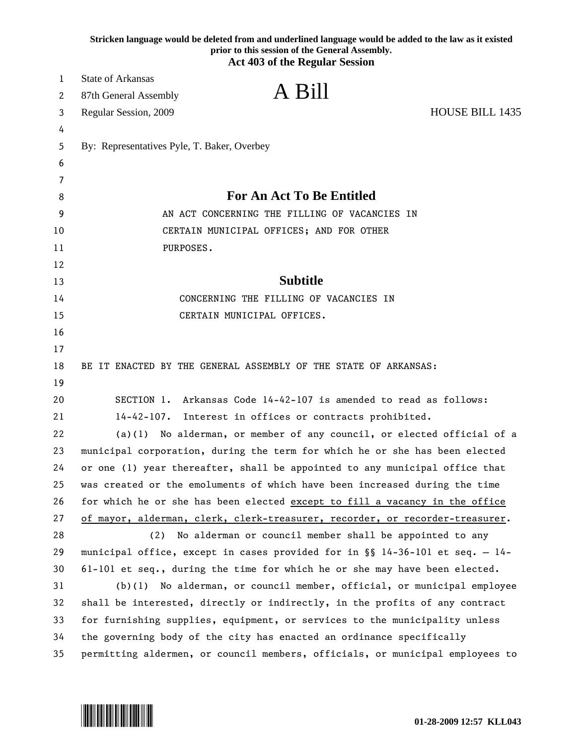**Stricken language would be deleted from and underlined language would be added to the law as it existed prior to this session of the General Assembly.**
**Act 403 of the Regular Session**

State of Arkansas
87th General Assembly
Regular Session, 2009

# A Bill

HOUSE BILL 1435

By: Representatives Pyle, T. Baker, Overbey

## For An Act To Be Entitled

AN ACT CONCERNING THE FILLING OF VACANCIES IN CERTAIN MUNICIPAL OFFICES; AND FOR OTHER PURPOSES.

## Subtitle

CONCERNING THE FILLING OF VACANCIES IN CERTAIN MUNICIPAL OFFICES.

BE IT ENACTED BY THE GENERAL ASSEMBLY OF THE STATE OF ARKANSAS:

SECTION 1. Arkansas Code 14-42-107 is amended to read as follows:

14-42-107. Interest in offices or contracts prohibited.

(a)(1) No alderman, or member of any council, or elected official of a municipal corporation, during the term for which he or she has been elected or one (1) year thereafter, shall be appointed to any municipal office that was created or the emoluments of which have been increased during the time for which he or she has been elected <u>except to fill a vacancy in the office of mayor, alderman, clerk, clerk-treasurer, recorder, or recorder-treasurer</u>.

(2) No alderman or council member shall be appointed to any municipal office, except in cases provided for in §§ 14-36-101 et seq. — 14-61-101 et seq., during the time for which he or she may have been elected.

(b)(1) No alderman, or council member, official, or municipal employee shall be interested, directly or indirectly, in the profits of any contract for furnishing supplies, equipment, or services to the municipality unless the governing body of the city has enacted an ordinance specifically permitting aldermen, or council members, officials, or municipal employees to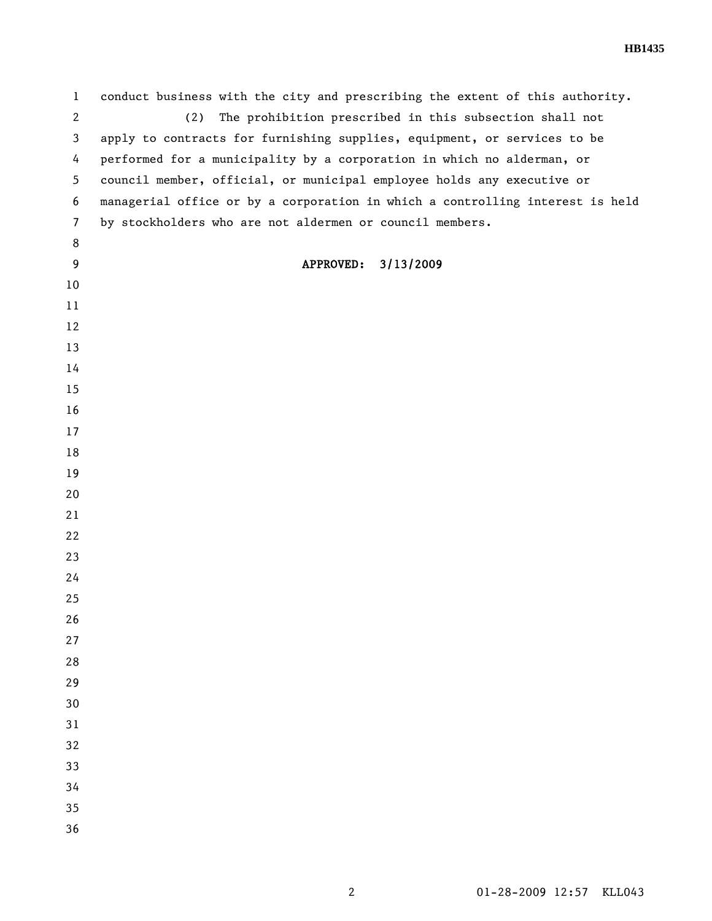conduct business with the city and prescribing the extent of this authority.

(2) The prohibition prescribed in this subsection shall not apply to contracts for furnishing supplies, equipment, or services to be performed for a municipality by a corporation in which no alderman, or council member, official, or municipal employee holds any executive or managerial office or by a corporation in which a controlling interest is held by stockholders who are not aldermen or council members.

**APPROVED: 3/13/2009**